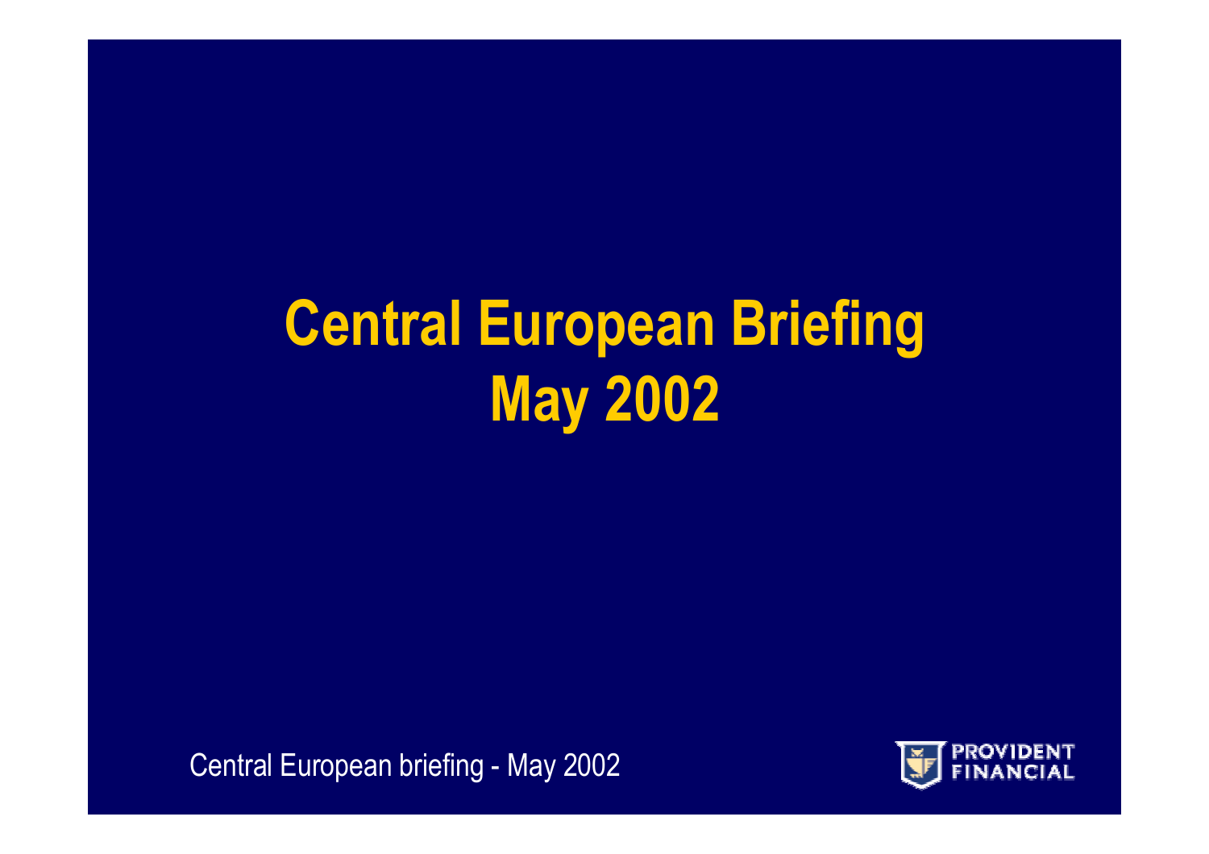# Central European Briefing
# May 2002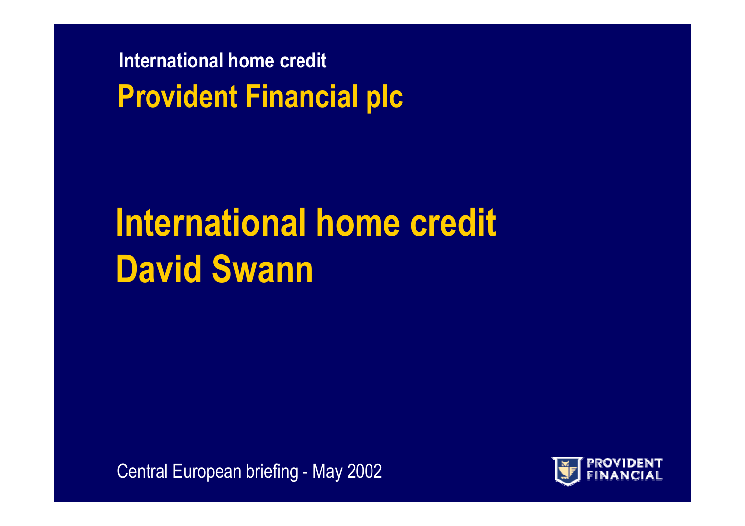International home credit

**Provident Financial plc**

# International home credit
# David Swann

Central European briefing - May 2002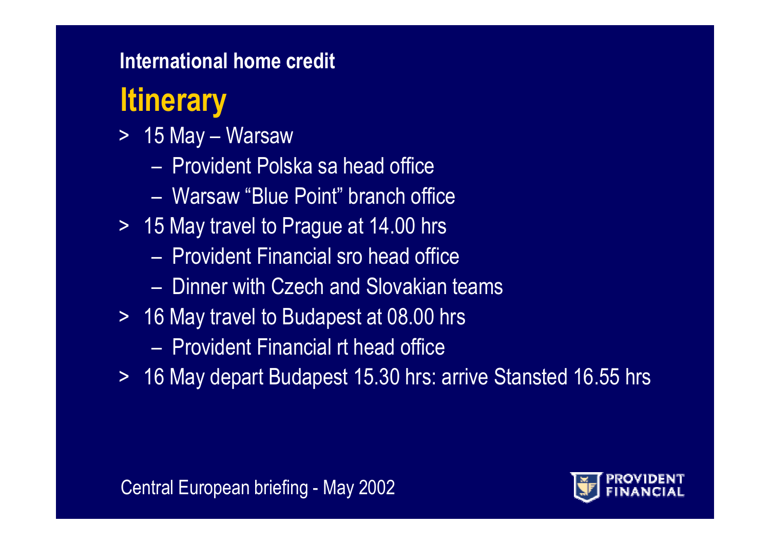International home credit

# Itinerary

- 15 May – Warsaw
  - Provident Polska sa head office
  - Warsaw “Blue Point” branch office
- 15 May travel to Prague at 14.00 hrs
  - Provident Financial sro head office
  - Dinner with Czech and Slovakian teams
- 16 May travel to Budapest at 08.00 hrs
  - Provident Financial rt head office
- 16 May depart Budapest 15.30 hrs: arrive Stansted 16.55 hrs

Central European briefing - May 2002

PROVIDENT FINANCIAL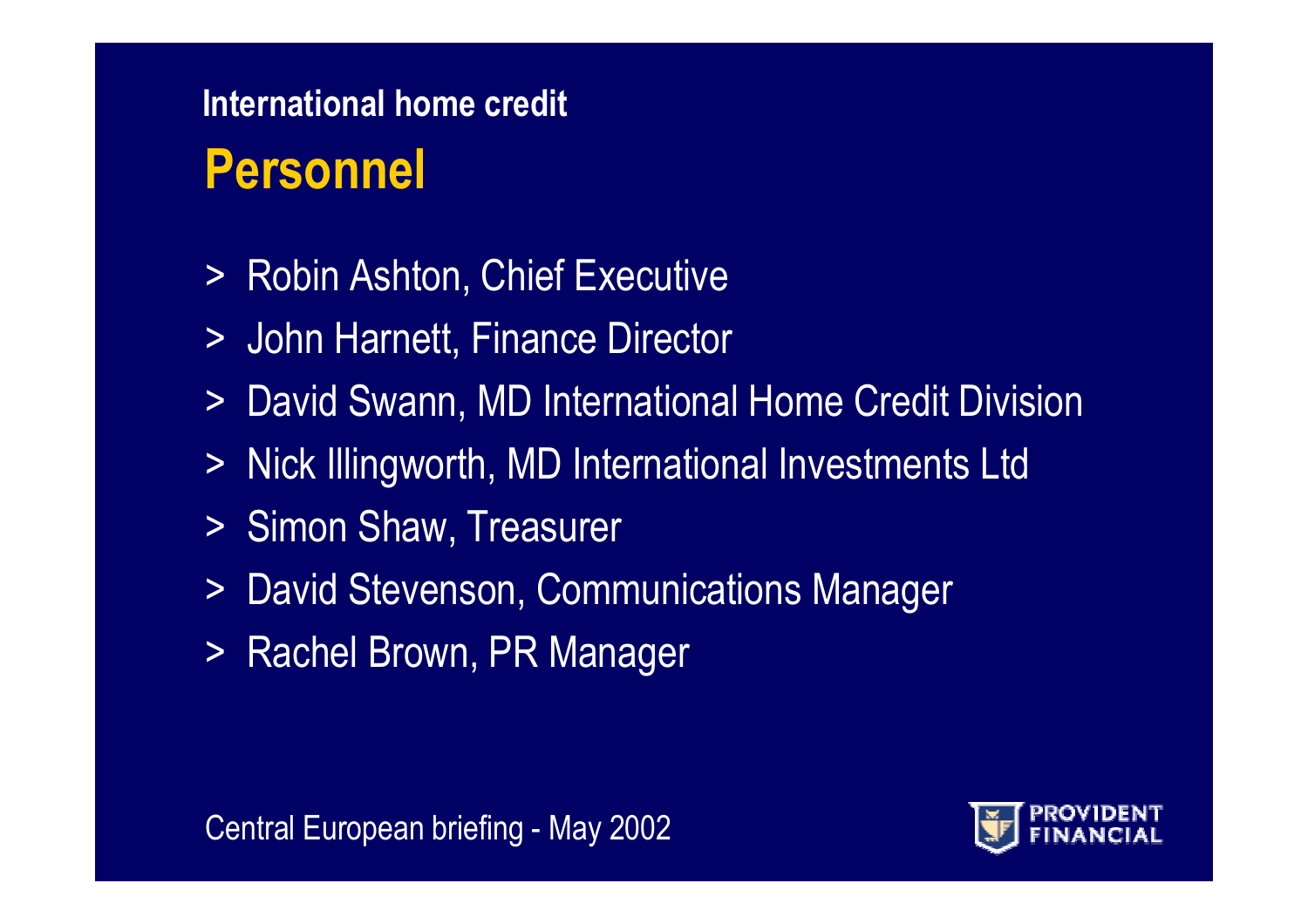## International home credit

# Personnel

- Robin Ashton, Chief Executive
- John Harnett, Finance Director
- David Swann, MD International Home Credit Division
- Nick Illingworth, MD International Investments Ltd
- Simon Shaw, Treasurer
- David Stevenson, Communications Manager
- Rachel Brown, PR Manager

Central European briefing - May 2002

PROVIDENT FINANCIAL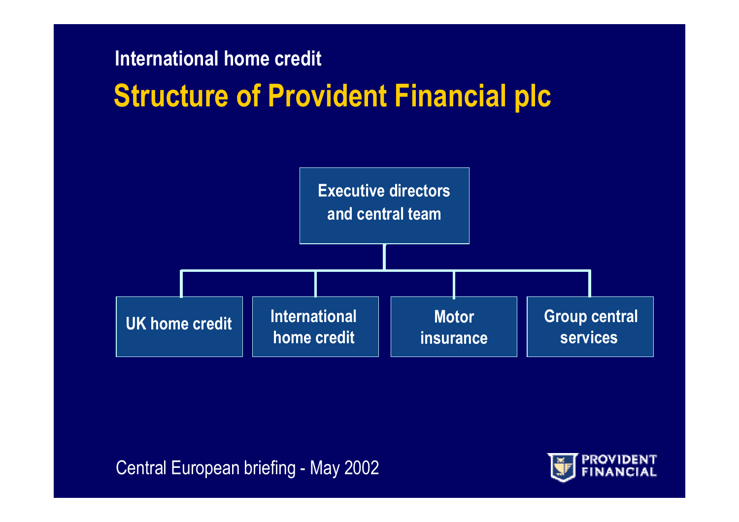International home credit

# Structure of Provident Financial plc

- **Executive directors and central team**
  - **UK home credit**
  - **International home credit**
  - **Motor insurance**
  - **Group central services**

Central European briefing - May 2002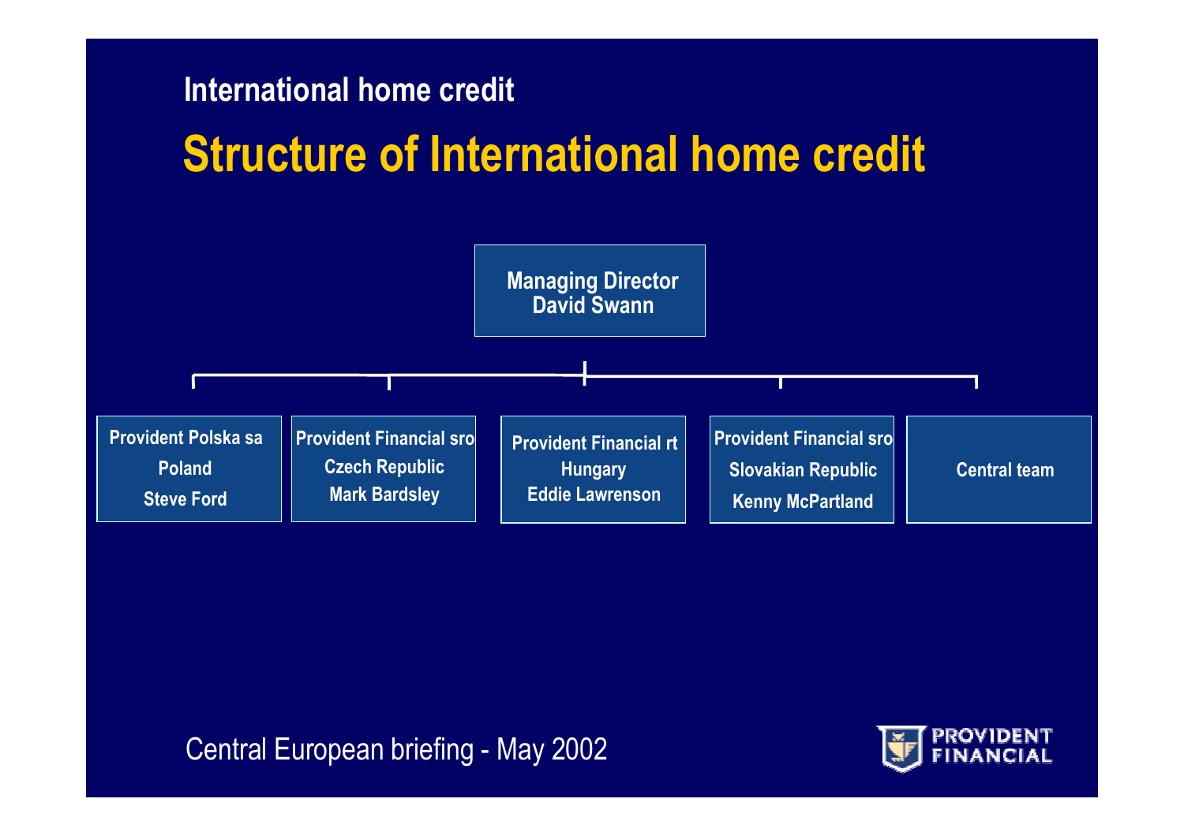International home credit

# Structure of International home credit

**Managing Director**
**David Swann**

- **Provident Polska sa** — Poland — Steve Ford
- **Provident Financial sro** — Czech Republic — Mark Bardsley
- **Provident Financial rt** — Hungary — Eddie Lawrenson
- **Provident Financial sro** — Slovakian Republic — Kenny McPartland
- **Central team**

Central European briefing - May 2002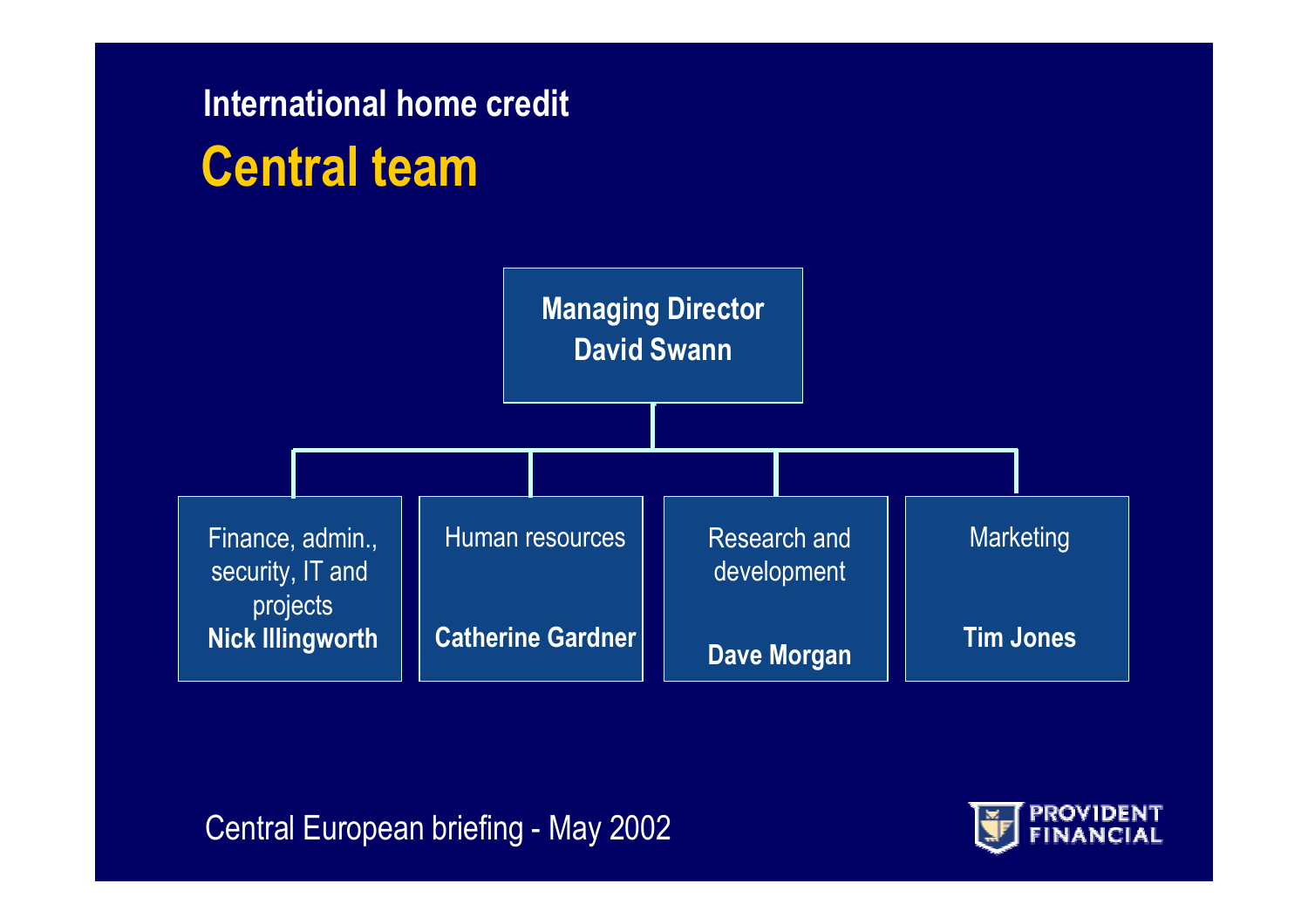## International home credit

# Central team

**Managing Director**
**David Swann**

- Finance, admin., security, IT and projects — **Nick Illingworth**
- Human resources — **Catherine Gardner**
- Research and development — **Dave Morgan**
- Marketing — **Tim Jones**

Central European briefing - May 2002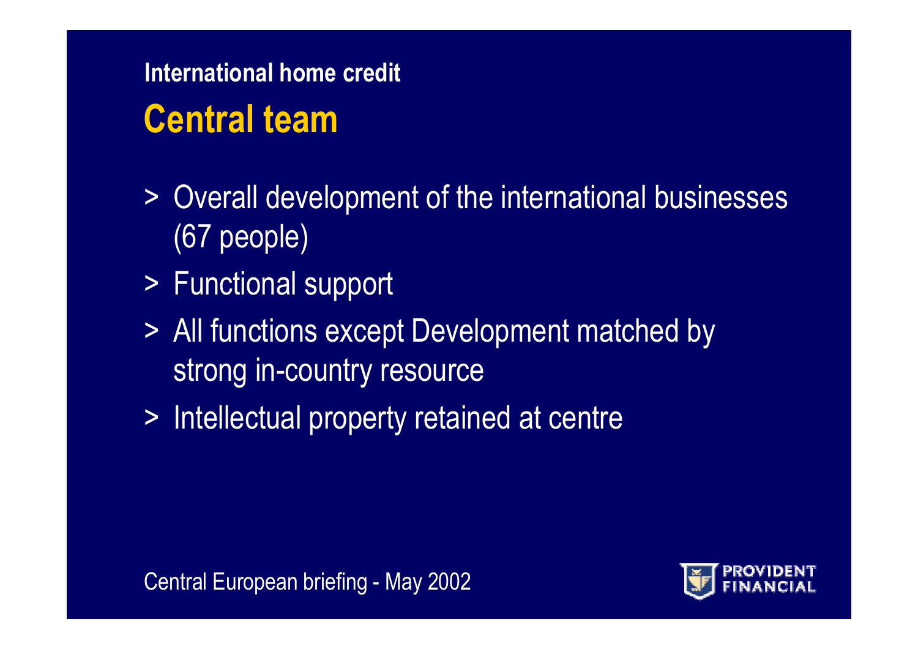International home credit

# Central team

- Overall development of the international businesses (67 people)
- Functional support
- All functions except Development matched by strong in-country resource
- Intellectual property retained at centre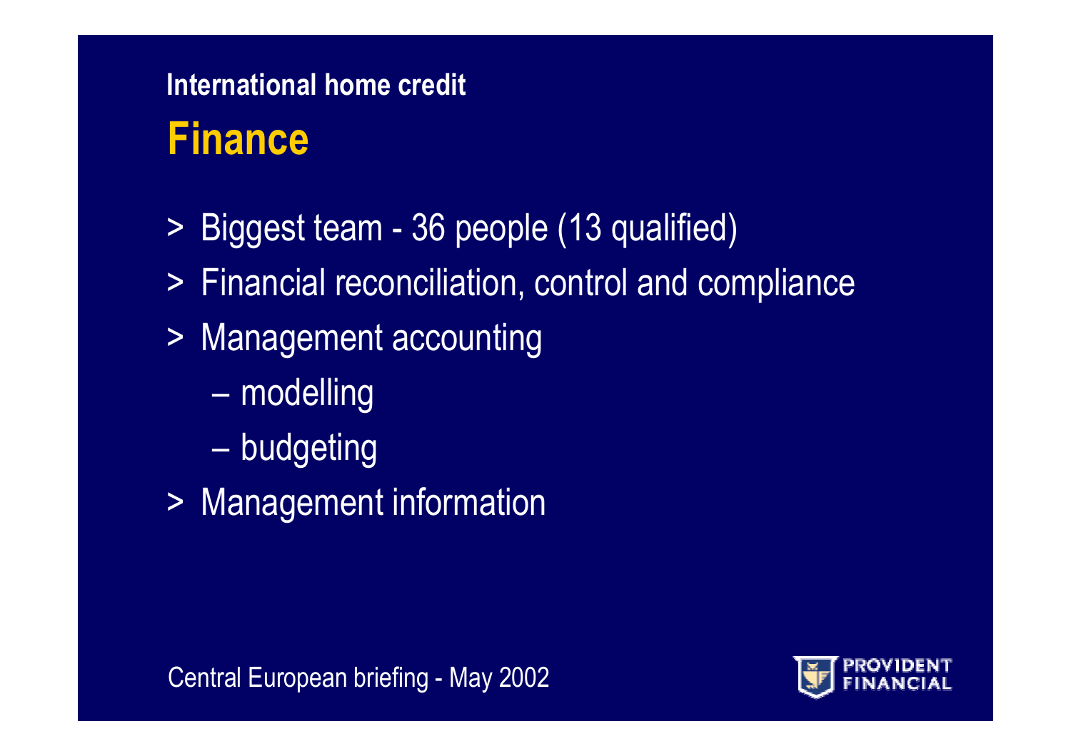## International home credit

# Finance

- Biggest team - 36 people (13 qualified)
- Financial reconciliation, control and compliance
- Management accounting
  - modelling
  - budgeting
- Management information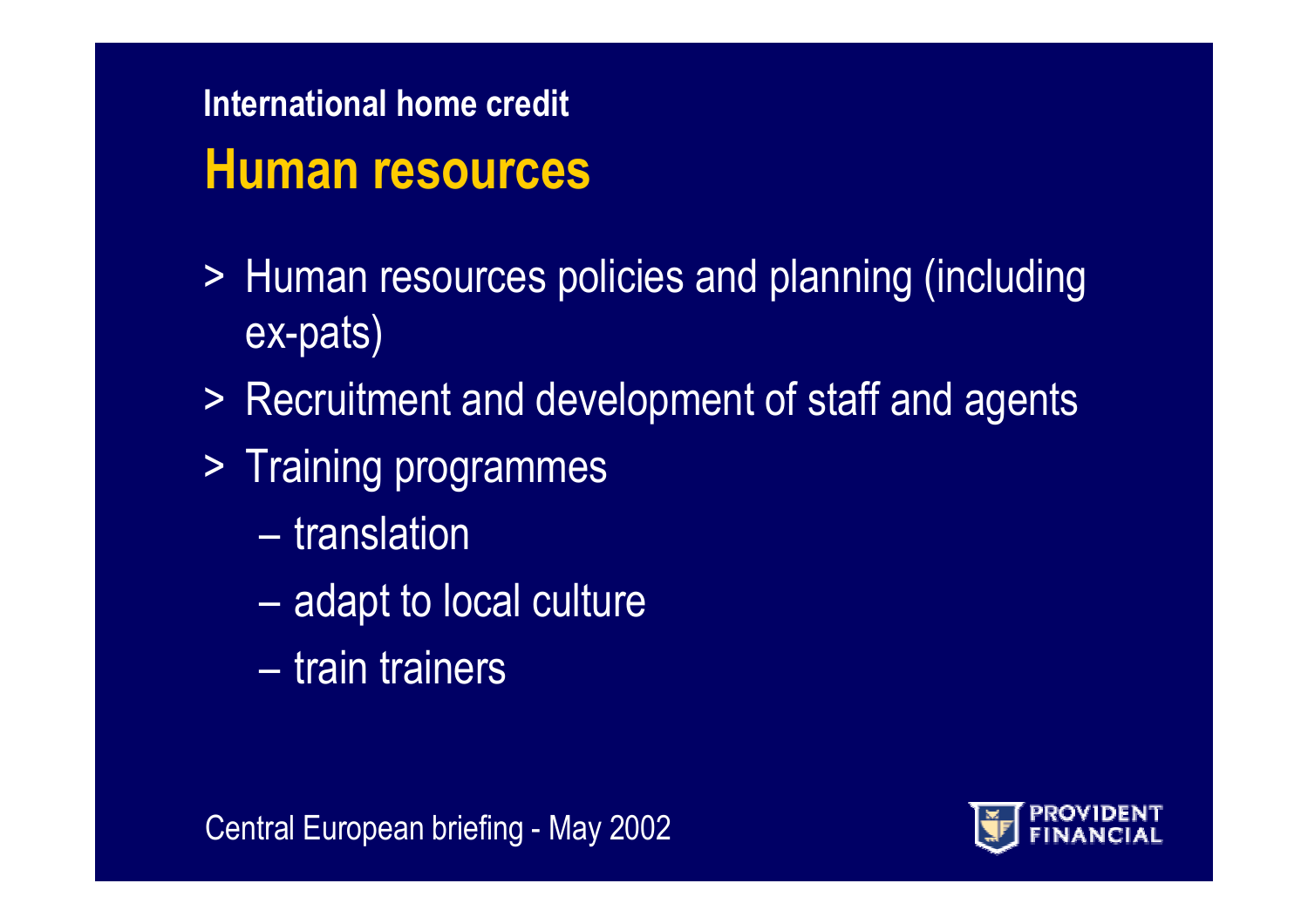## International home credit

# Human resources

- Human resources policies and planning (including ex-pats)
- Recruitment and development of staff and agents
- Training programmes
  - translation
  - adapt to local culture
  - train trainers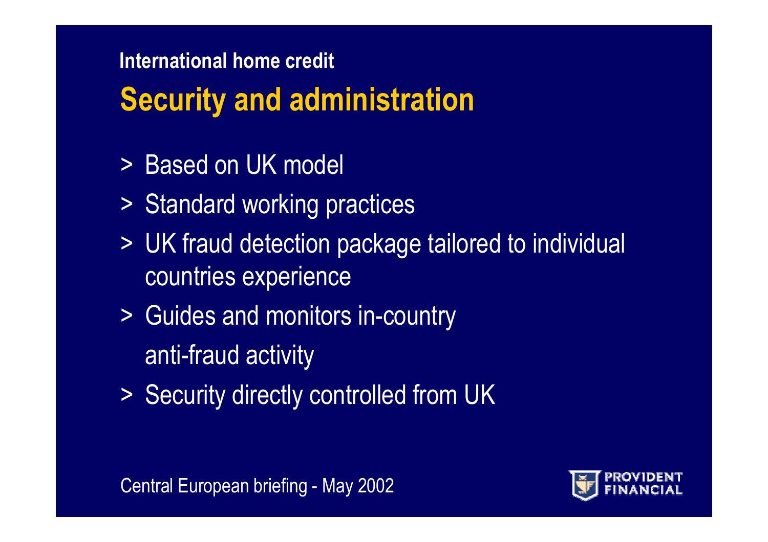### International home credit

## Security and administration

- Based on UK model
- Standard working practices
- UK fraud detection package tailored to individual countries experience
- Guides and monitors in-country anti-fraud activity
- Security directly controlled from UK

Central European briefing - May 2002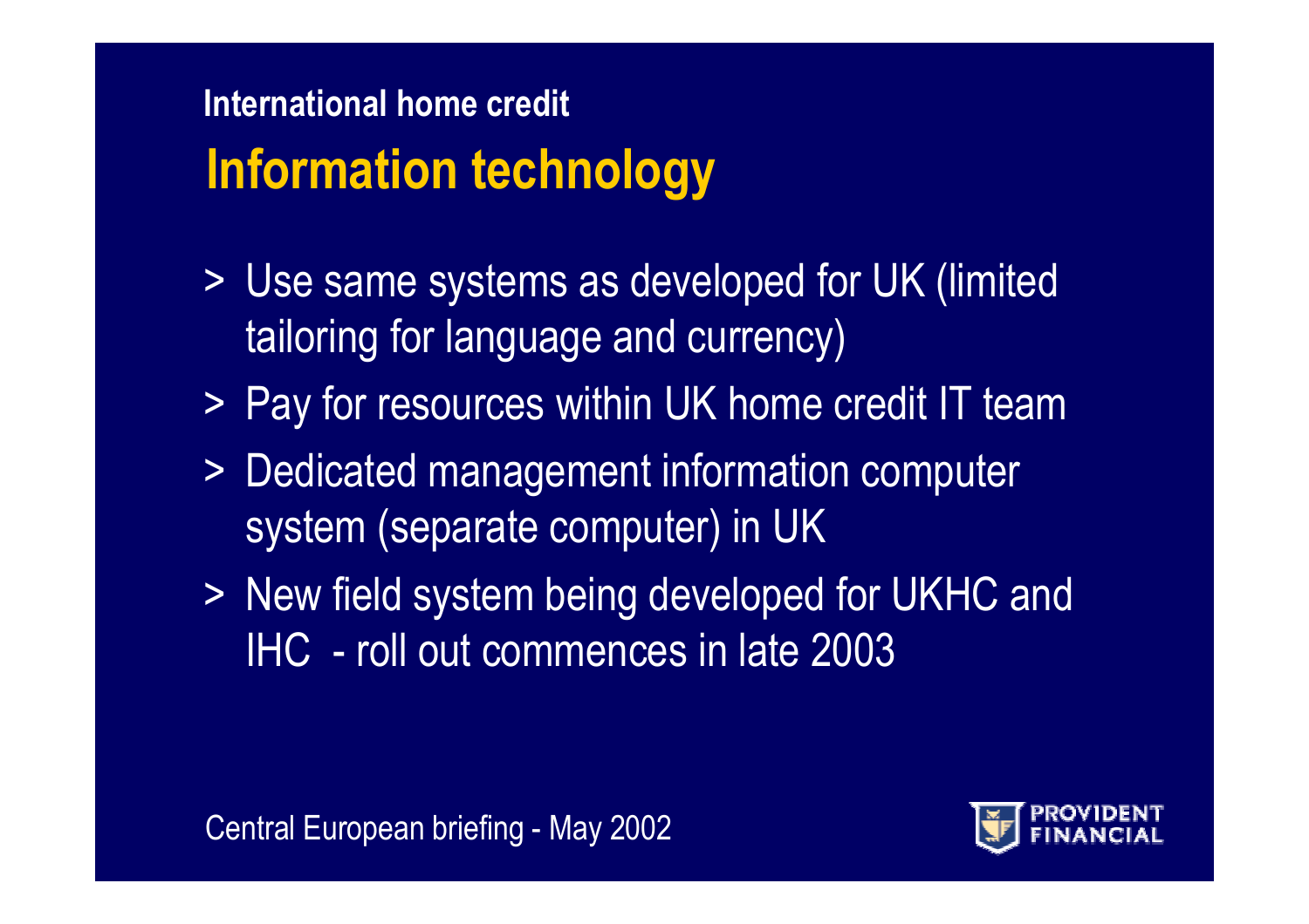### International home credit

# Information technology

- Use same systems as developed for UK (limited tailoring for language and currency)
- Pay for resources within UK home credit IT team
- Dedicated management information computer system (separate computer) in UK
- New field system being developed for UKHC and IHC - roll out commences in late 2003

Central European briefing - May 2002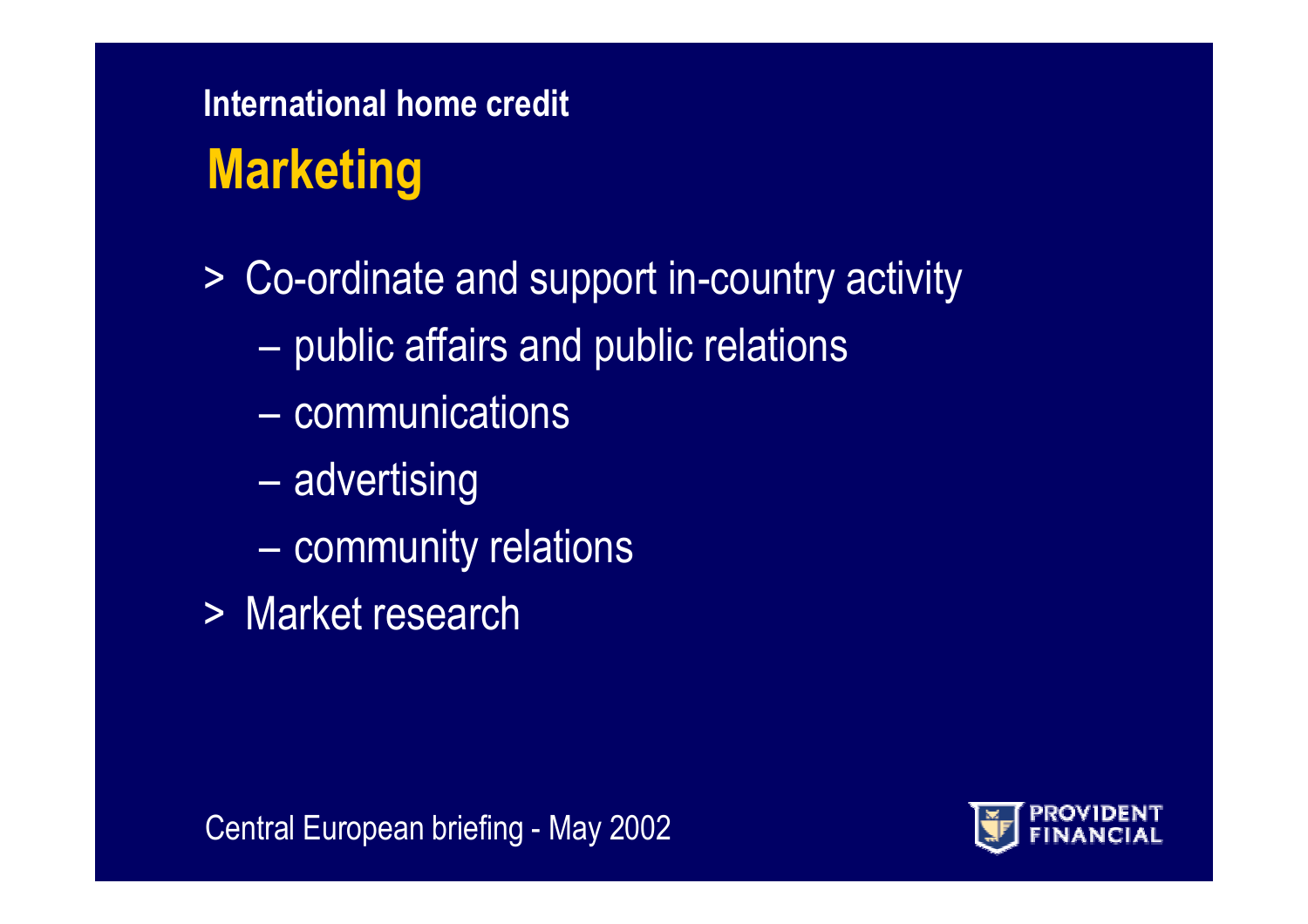## International home credit

# Marketing

- Co-ordinate and support in-country activity
  - public affairs and public relations
  - communications
  - advertising
  - community relations
- Market research

Central European briefing - May 2002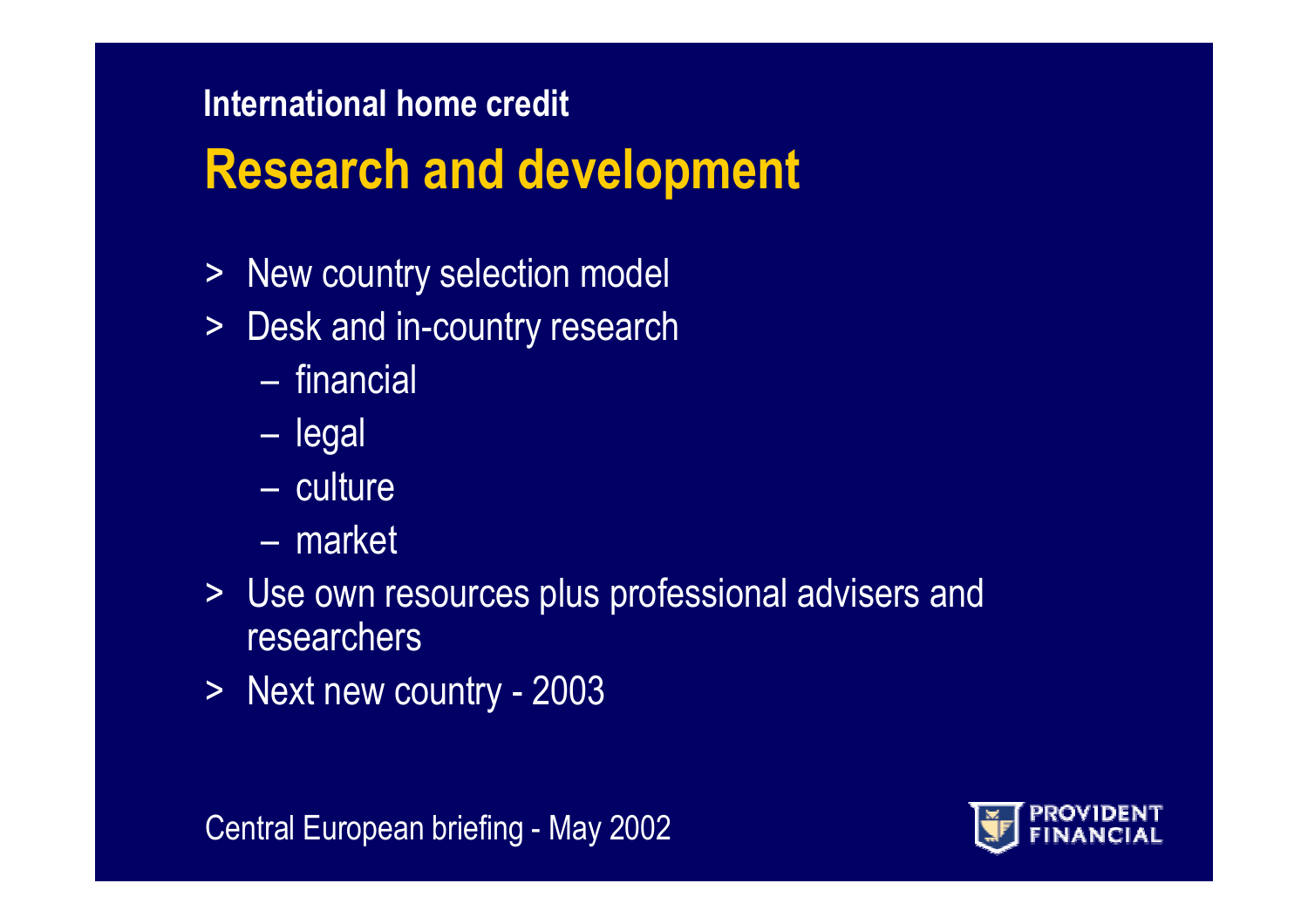## International home credit

# Research and development

- New country selection model
- Desk and in-country research
  - financial
  - legal
  - culture
  - market
- Use own resources plus professional advisers and researchers
- Next new country - 2003

Central European briefing - May 2002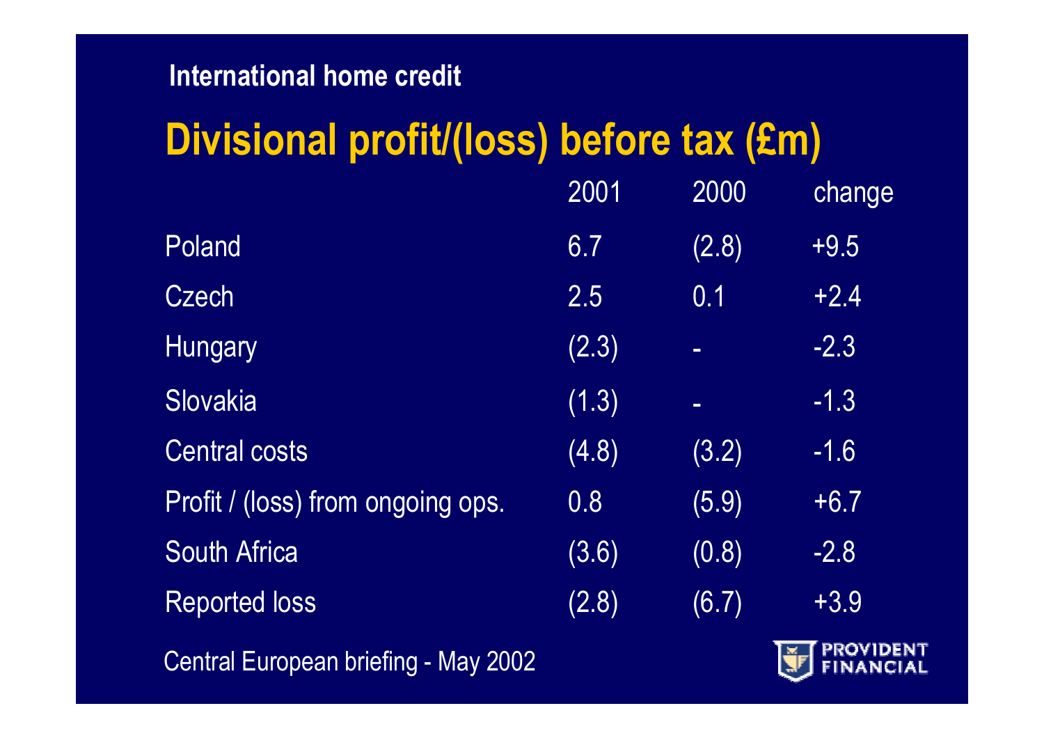International home credit

# Divisional profit/(loss) before tax (£m)

| | 2001 | 2000 | change |
|---|---|---|---|
| Poland | 6.7 | (2.8) | +9.5 |
| Czech | 2.5 | 0.1 | +2.4 |
| Hungary | (2.3) | - | -2.3 |
| Slovakia | (1.3) | - | -1.3 |
| Central costs | (4.8) | (3.2) | -1.6 |
| Profit / (loss) from ongoing ops. | 0.8 | (5.9) | +6.7 |
| South Africa | (3.6) | (0.8) | -2.8 |
| Reported loss | (2.8) | (6.7) | +3.9 |

Central European briefing - May 2002

PROVIDENT FINANCIAL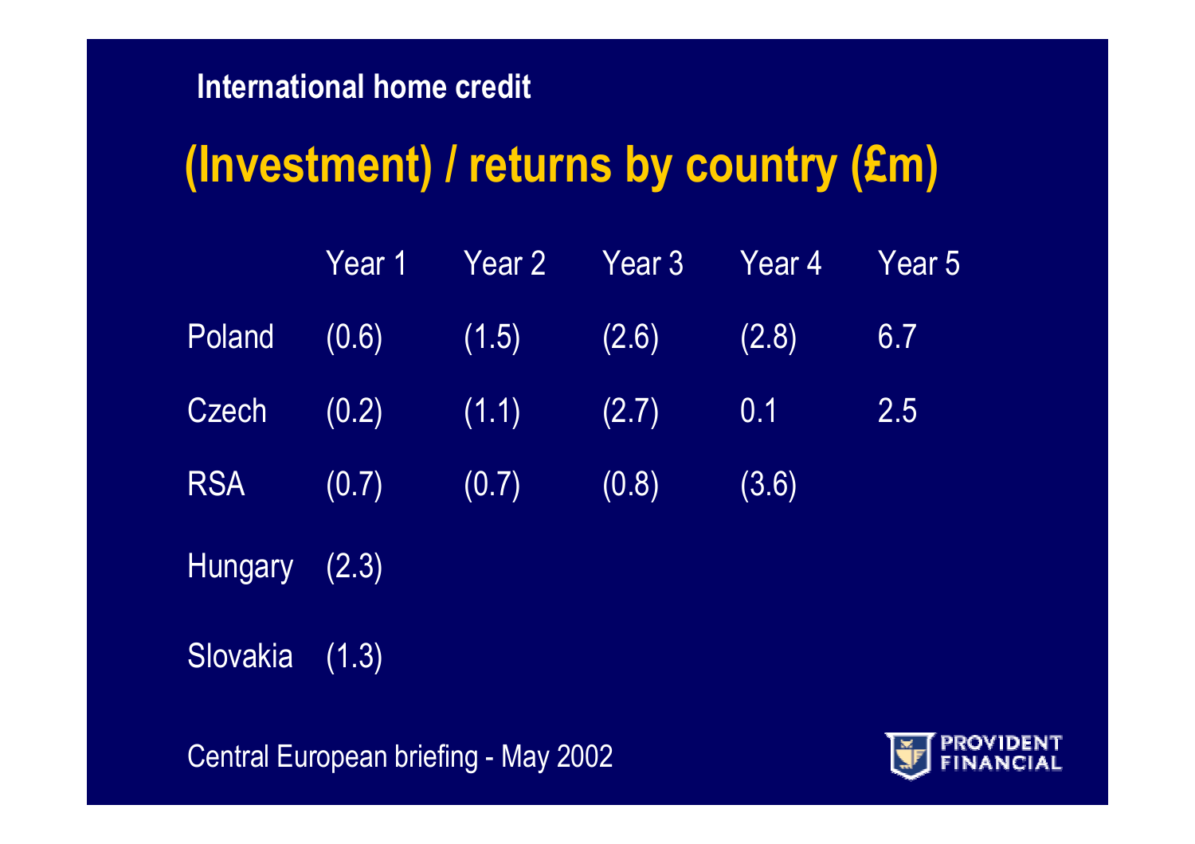International home credit

# (Investment) / returns by country (£m)

| | Year 1 | Year 2 | Year 3 | Year 4 | Year 5 |
|---|---|---|---|---|---|
| Poland | (0.6) | (1.5) | (2.6) | (2.8) | 6.7 |
| Czech | (0.2) | (1.1) | (2.7) | 0.1 | 2.5 |
| RSA | (0.7) | (0.7) | (0.8) | (3.6) | |
| Hungary | (2.3) | | | | |
| Slovakia | (1.3) | | | | |

Central European briefing - May 2002

PROVIDENT FINANCIAL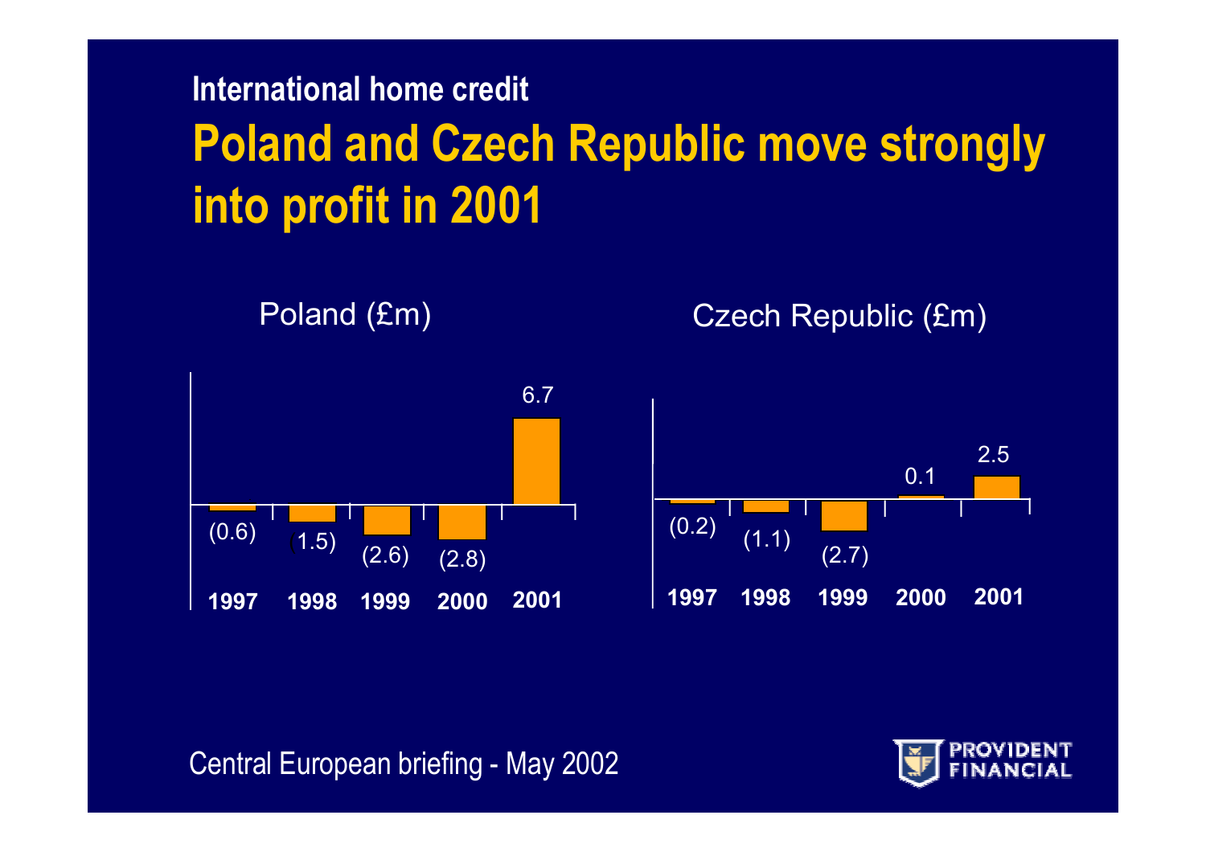International home credit

# Poland and Czech Republic move strongly into profit in 2001

Poland (£m)

| 1997 | 1998 | 1999 | 2000 | 2001 |
| --- | --- | --- | --- | --- |
| (0.6) | (1.5) | (2.6) | (2.8) | 6.7 |

Czech Republic (£m)

| 1997 | 1998 | 1999 | 2000 | 2001 |
| --- | --- | --- | --- | --- |
| (0.2) | (1.1) | (2.7) | 0.1 | 2.5 |

Central European briefing - May 2002

PROVIDENT FINANCIAL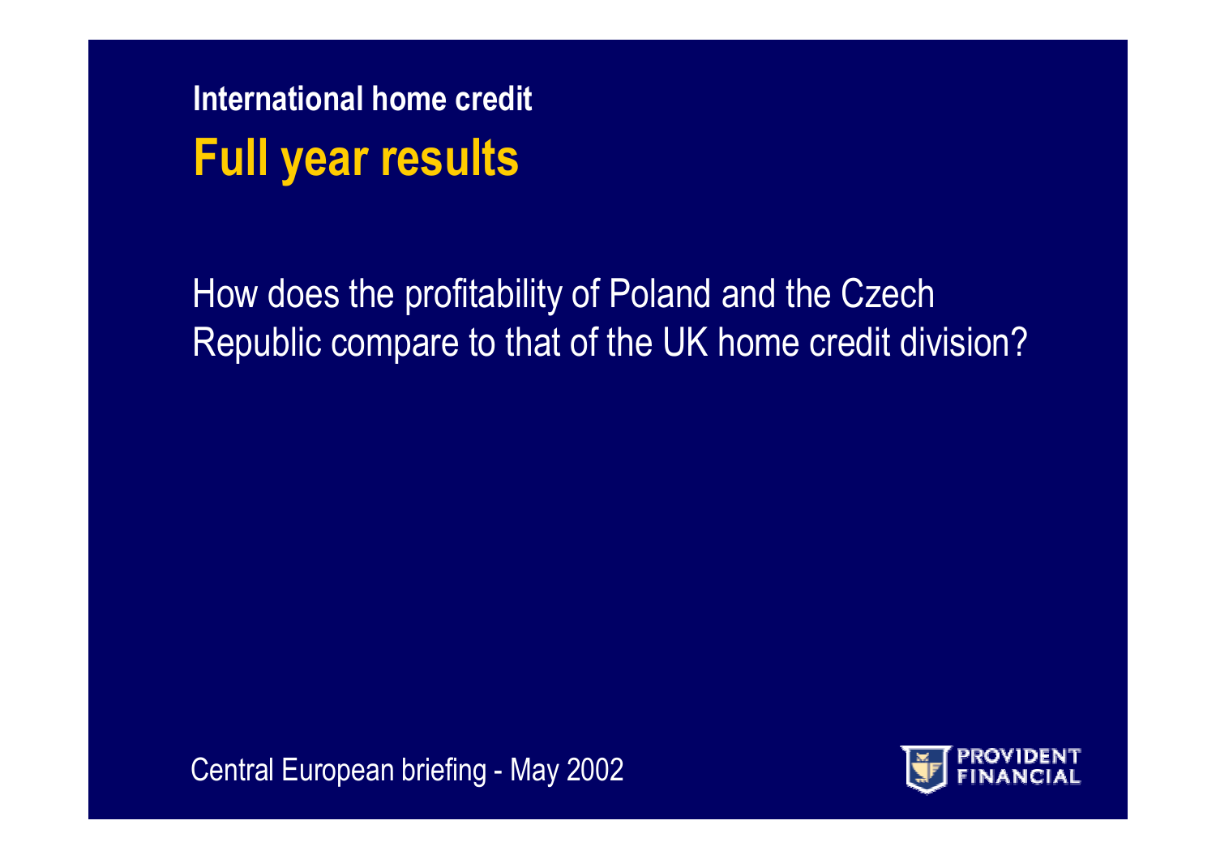### International home credit

## Full year results

How does the profitability of Poland and the Czech Republic compare to that of the UK home credit division?

Central European briefing - May 2002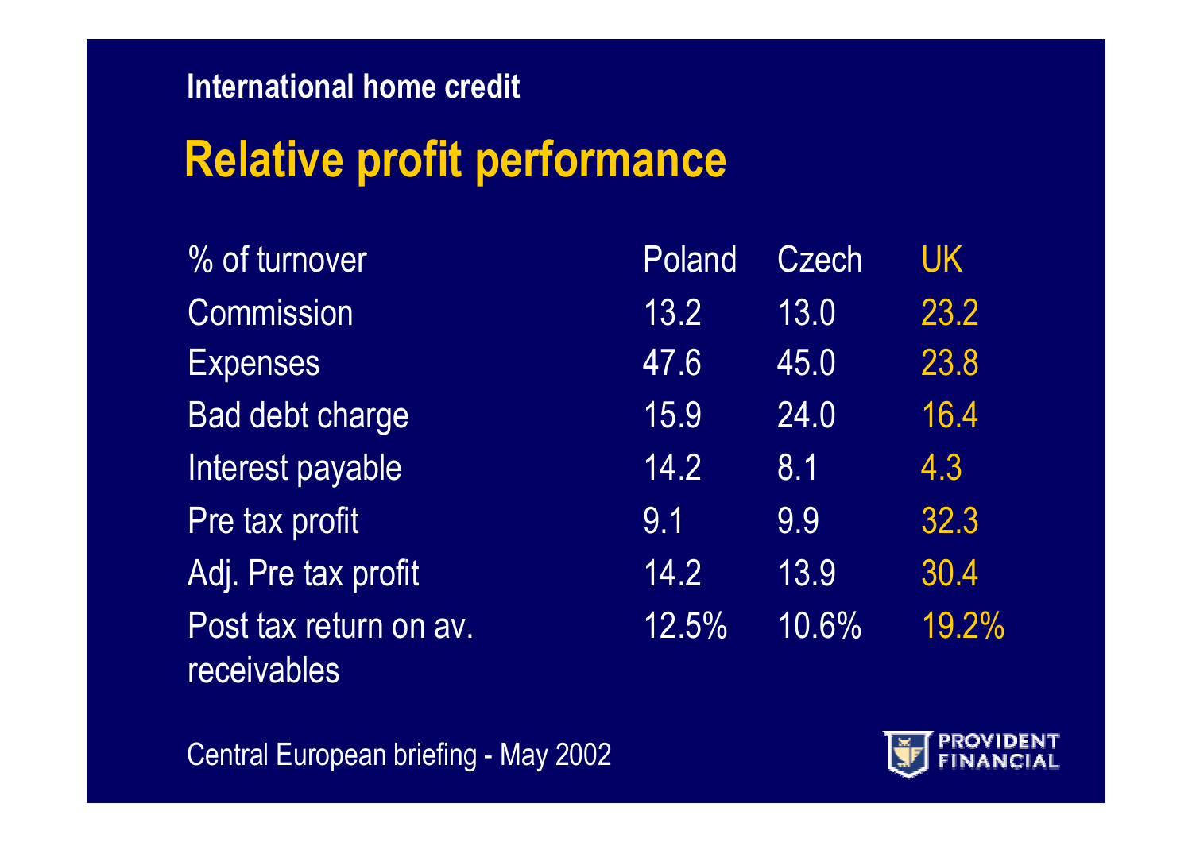International home credit

# Relative profit performance

| % of turnover | Poland | Czech | UK |
|---|---|---|---|
| Commission | 13.2 | 13.0 | 23.2 |
| Expenses | 47.6 | 45.0 | 23.8 |
| Bad debt charge | 15.9 | 24.0 | 16.4 |
| Interest payable | 14.2 | 8.1 | 4.3 |
| Pre tax profit | 9.1 | 9.9 | 32.3 |
| Adj. Pre tax profit | 14.2 | 13.9 | 30.4 |
| Post tax return on av. receivables | 12.5% | 10.6% | 19.2% |

Central European briefing - May 2002

PROVIDENT FINANCIAL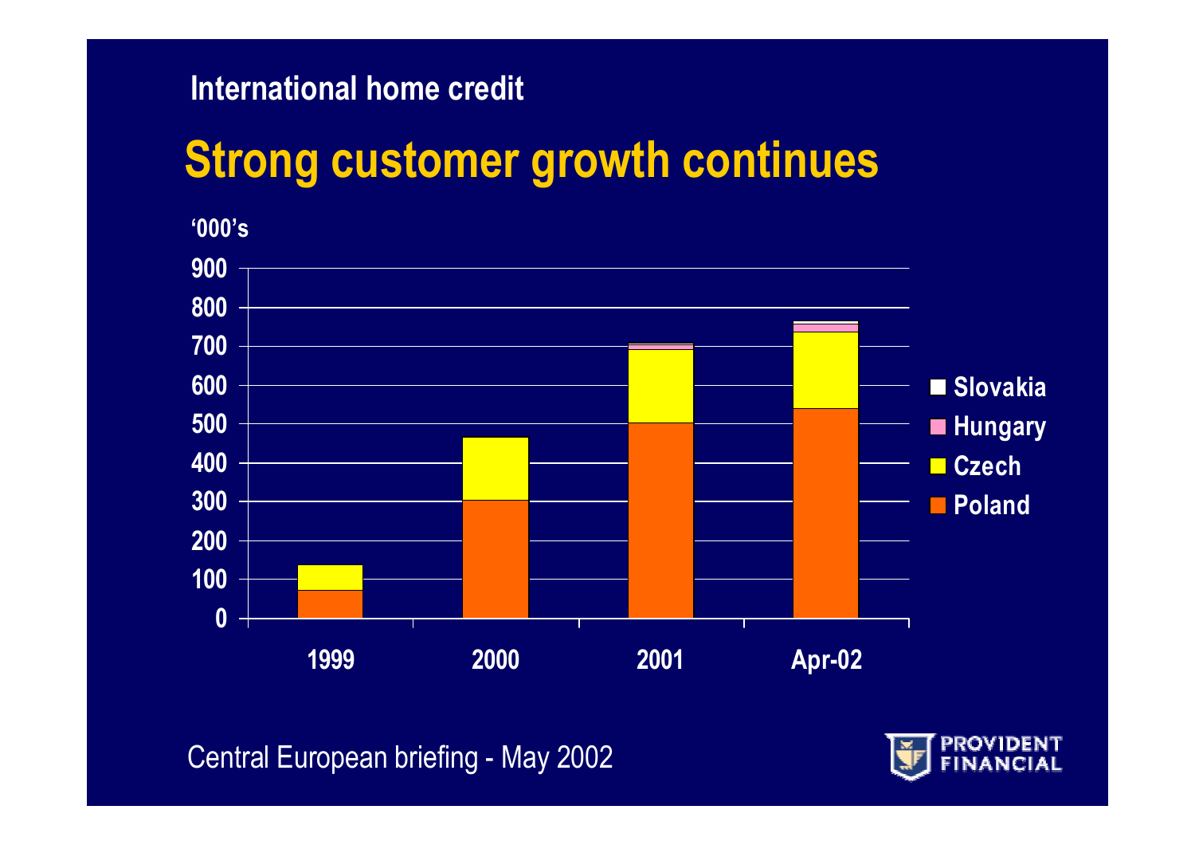International home credit

# Strong customer growth continues

'000's

900
800
700
600
500
400
300
200
100
0

1999 2000 2001 Apr-02

Slovakia
Hungary
Czech
Poland

Central European briefing - May 2002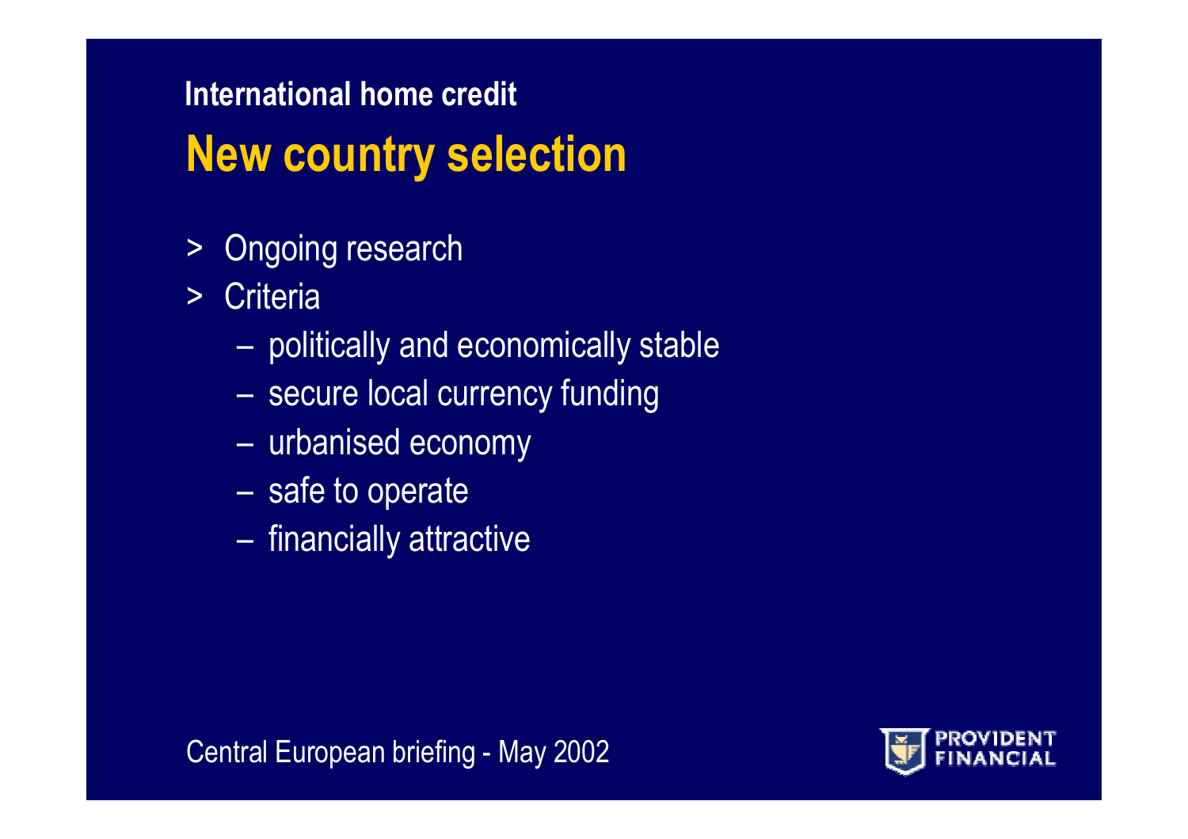## International home credit

# New country selection

- Ongoing research
- Criteria
  - politically and economically stable
  - secure local currency funding
  - urbanised economy
  - safe to operate
  - financially attractive

Central European briefing - May 2002

PROVIDENT FINANCIAL